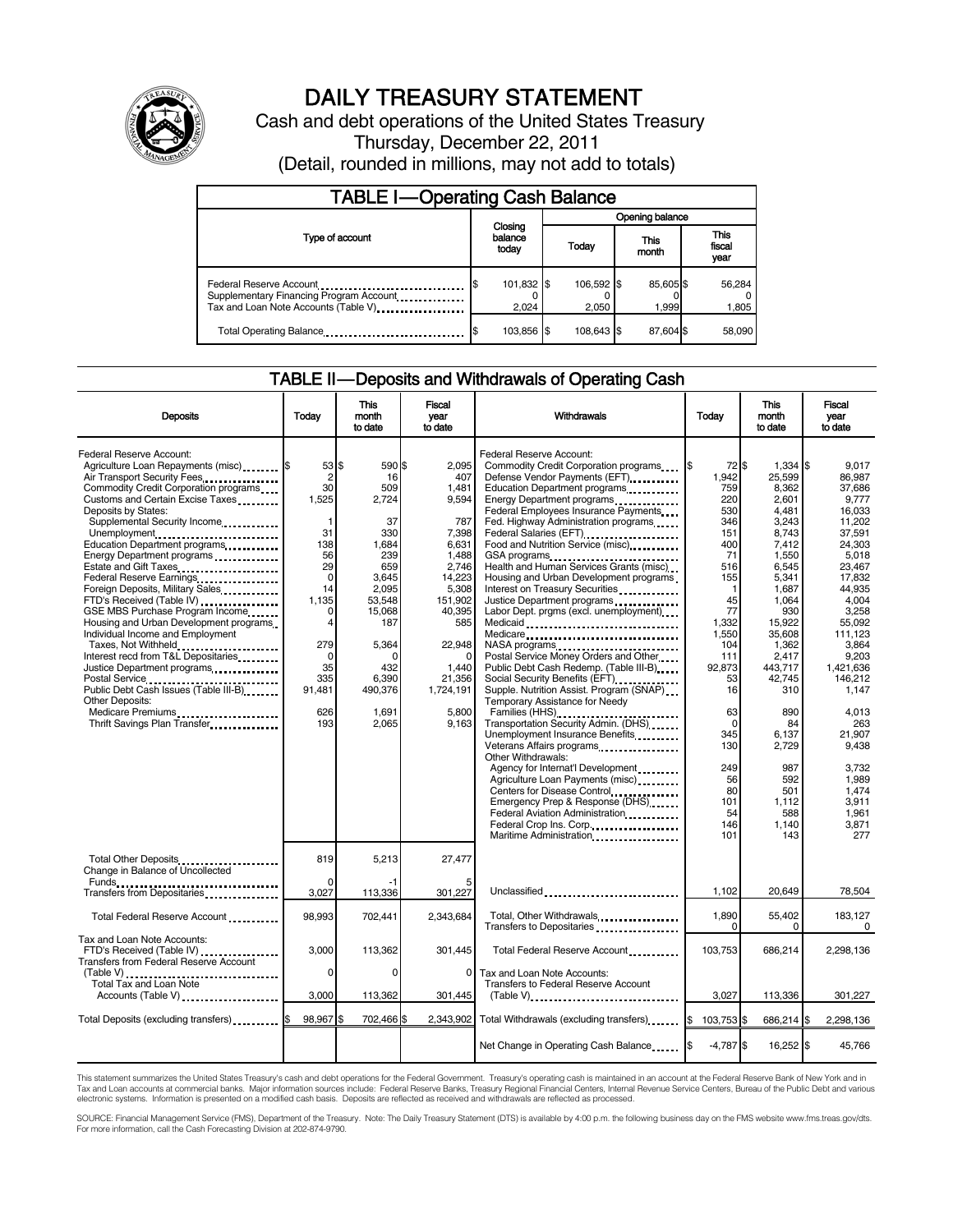# DAILY TREASURY STATEMENT

Cash and debt operations of the United States Treasury

Thursday, December 22, 2011

(Detail, rounded in millions, may not add to totals)

## TABLE I—Operating Cash Balance

| Type of account | Closing balance today | Opening balance Today | Opening balance This month | Opening balance This fiscal year |
|---|---|---|---|---|
| Federal Reserve Account | $ 101,832 | $ 106,592 | $ 85,605 | $ 56,284 |
| Supplementary Financing Program Account | 0 | 0 | 0 | 0 |
| Tax and Loan Note Accounts (Table V) | 2,024 | 2,050 | 1,999 | 1,805 |
| Total Operating Balance | $ 103,856 | $ 108,643 | $ 87,604 | $ 58,090 |

## TABLE II—Deposits and Withdrawals of Operating Cash

| Deposits | Today | This month to date | Fiscal year to date | Withdrawals | Today | This month to date | Fiscal year to date |
|---|---|---|---|---|---|---|---|
| Federal Reserve Account: | | | | Federal Reserve Account: | | | |
| Agriculture Loan Repayments (misc) | $ 53 | $ 590 | $ 2,095 | Commodity Credit Corporation programs | $ 72 | $ 1,334 | $ 9,017 |
| Air Transport Security Fees | 2 | 16 | 407 | Defense Vendor Payments (EFT) | 1,942 | 25,599 | 86,987 |
| Commodity Credit Corporation programs | 30 | 509 | 1,481 | Education Department programs | 759 | 8,362 | 37,686 |
| Customs and Certain Excise Taxes | 1,525 | 2,724 | 9,594 | Energy Department programs | 220 | 2,601 | 9,777 |
| Deposits by States: | | | | Federal Employees Insurance Payments | 530 | 4,481 | 16,033 |
| Supplemental Security Income | 1 | 37 | 787 | Fed. Highway Administration programs | 346 | 3,243 | 11,202 |
| Unemployment | 31 | 330 | 7,398 | Federal Salaries (EFT) | 151 | 8,743 | 37,591 |
| Education Department programs | 138 | 1,684 | 6,631 | Food and Nutrition Service (misc) | 400 | 7,412 | 24,303 |
| Energy Department programs | 56 | 239 | 1,488 | GSA programs | 71 | 1,550 | 5,018 |
| Estate and Gift Taxes | 29 | 659 | 2,746 | Health and Human Services Grants (misc) | 516 | 6,545 | 23,467 |
| Federal Reserve Earnings | 0 | 3,645 | 14,223 | Housing and Urban Development programs | 155 | 5,341 | 17,832 |
| Foreign Deposits, Military Sales | 14 | 2,095 | 5,308 | Interest on Treasury Securities | 1 | 1,687 | 44,935 |
| FTD's Received (Table IV) | 1,135 | 53,548 | 151,902 | Justice Department programs | 45 | 1,064 | 4,004 |
| GSE MBS Purchase Program Income | 0 | 15,068 | 40,395 | Labor Dept. prgms (excl. unemployment) | 77 | 930 | 3,258 |
| Housing and Urban Development programs | 4 | 187 | 585 | Medicaid | 1,332 | 15,922 | 55,092 |
| Individual Income and Employment Taxes, Not Withheld | 279 | 5,364 | 22,948 | Medicare | 1,550 | 35,608 | 111,123 |
| Interest recd from T&L Depositaries | 0 | 0 | 0 | NASA programs | 104 | 1,362 | 3,864 |
| Justice Department programs | 35 | 432 | 1,440 | Postal Service Money Orders and Other | 111 | 2,417 | 9,203 |
| Postal Service | 335 | 6,390 | 21,356 | Public Debt Cash Redemp. (Table III-B) | 92,873 | 443,717 | 1,421,636 |
| Public Debt Cash Issues (Table III-B) | 91,481 | 490,376 | 1,724,191 | Social Security Benefits (EFT) | 53 | 42,745 | 146,212 |
| Other Deposits: | | | | Supple. Nutrition Assist. Program (SNAP) | 16 | 310 | 1,147 |
| Medicare Premiums | 626 | 1,691 | 5,800 | Temporary Assistance for Needy Families (HHS) | 63 | 890 | 4,013 |
| Thrift Savings Plan Transfer | 193 | 2,065 | 9,163 | Transportation Security Admin. (DHS) | 0 | 84 | 263 |
| | | | | Unemployment Insurance Benefits | 345 | 6,137 | 21,907 |
| | | | | Veterans Affairs programs | 130 | 2,729 | 9,438 |
| | | | | Other Withdrawals: | | | |
| | | | | Agency for Internat'l Development | 249 | 987 | 3,732 |
| | | | | Agriculture Loan Payments (misc) | 56 | 592 | 1,989 |
| | | | | Centers for Disease Control | 80 | 501 | 1,474 |
| | | | | Emergency Prep & Response (DHS) | 101 | 1,112 | 3,911 |
| | | | | Federal Aviation Administration | 54 | 588 | 1,961 |
| | | | | Federal Crop Ins. Corp. | 146 | 1,140 | 3,871 |
| | | | | Maritime Administration | 101 | 143 | 277 |
| Total Other Deposits | 819 | 5,213 | 27,477 | | | | |
| Change in Balance of Uncollected Funds | 0 | -1 | 5 | | | | |
| Transfers from Depositaries | 3,027 | 113,336 | 301,227 | Unclassified | 1,102 | 20,649 | 78,504 |
| Total Federal Reserve Account | 98,993 | 702,441 | 2,343,684 | Total, Other Withdrawals | 1,890 | 55,402 | 183,127 |
| | | | | Transfers to Depositaries | 0 | 0 | 0 |
| Tax and Loan Note Accounts: | | | | | | | |
| FTD's Received (Table IV) | 3,000 | 113,362 | 301,445 | Total Federal Reserve Account | 103,753 | 686,214 | 2,298,136 |
| Transfers from Federal Reserve Account (Table V) | 0 | 0 | 0 | Tax and Loan Note Accounts: | | | |
| Total Tax and Loan Note Accounts (Table V) | 3,000 | 113,362 | 301,445 | Transfers to Federal Reserve Account (Table V) | 3,027 | 113,336 | 301,227 |
| Total Deposits (excluding transfers) | $ 98,967 | $ 702,466 | $ 2,343,902 | Total Withdrawals (excluding transfers) | $ 103,753 | $ 686,214 | $ 2,298,136 |
| | | | | Net Change in Operating Cash Balance | $ -4,787 | $ 16,252 | $ 45,766 |

This statement summarizes the United States Treasury's cash and debt operations for the Federal Government. Treasury's operating cash is maintained in an account at the Federal Reserve Bank of New York and in Tax and Loan accounts at commercial banks. Major information sources include: Federal Reserve Banks, Treasury Regional Financial Centers, Internal Revenue Service Centers, Bureau of the Public Debt and various electronic systems. Information is presented on a modified cash basis. Deposits are reflected as received and withdrawals are reflected as processed.

SOURCE: Financial Management Service (FMS), Department of the Treasury. Note: The Daily Treasury Statement (DTS) is available by 4:00 p.m. the following business day on the FMS website www.fms.treas.gov/dts. For more information, call the Cash Forecasting Division at 202-874-9790.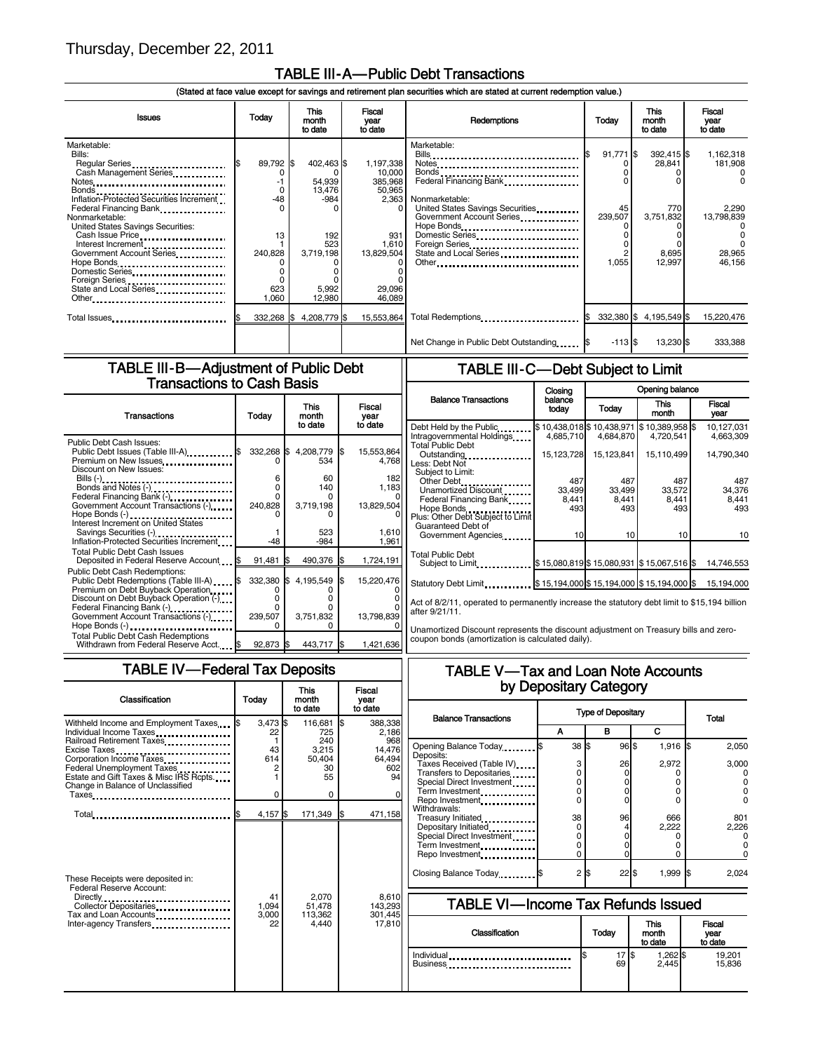Thursday, December 22, 2011

## TABLE III-A—Public Debt Transactions

(Stated at face value except for savings and retirement plan securities which are stated at current redemption value.)

| Issues | Today | This month to date | Fiscal year to date |
|---|---|---|---|
| Marketable: | | | |
| Bills: | | | |
| Regular Series | $ 89,792 | $ 402,463 | $ 1,197,338 |
| Cash Management Series | 0 | 0 | 10,000 |
| Notes | -1 | 54,939 | 385,968 |
| Bonds | 0 | 13,476 | 50,965 |
| Inflation-Protected Securities Increment | -48 | -984 | 2,363 |
| Federal Financing Bank | 0 | 0 | 0 |
| Nonmarketable: | | | |
| United States Savings Securities: | | | |
| Cash Issue Price | 13 | 192 | 931 |
| Interest Increment | 1 | 523 | 1,610 |
| Government Account Series | 240,828 | 3,719,198 | 13,829,504 |
| Hope Bonds | 0 | 0 | 0 |
| Domestic Series | 0 | 0 | 0 |
| Foreign Series | 0 | 0 | 0 |
| State and Local Series | 623 | 5,992 | 29,096 |
| Other | 1,060 | 12,980 | 46,089 |
| Total Issues | $ 332,268 | $ 4,208,779 | $ 15,553,864 |

| Redemptions | Today | This month to date | Fiscal year to date |
|---|---|---|---|
| Marketable: | | | |
| Bills | $ 91,771 | $ 392,415 | $ 1,162,318 |
| Notes | 0 | 28,841 | 181,908 |
| Bonds | 0 | 0 | 0 |
| Federal Financing Bank | 0 | 0 | 0 |
| Nonmarketable: | | | |
| United States Savings Securities | 45 | 770 | 2,290 |
| Government Account Series | 239,507 | 3,751,832 | 13,798,839 |
| Hope Bonds | 0 | 0 | 0 |
| Domestic Series | 0 | 0 | 0 |
| Foreign Series | 0 | 0 | 0 |
| State and Local Series | 2 | 8,695 | 28,965 |
| Other | 1,055 | 12,997 | 46,156 |
| Total Redemptions | $ 332,380 | $ 4,195,549 | $ 15,220,476 |
| Net Change in Public Debt Outstanding | $ -113 | $ 13,230 | $ 333,388 |

## TABLE III-B—Adjustment of Public Debt Transactions to Cash Basis

| Transactions | Today | This month to date | Fiscal year to date |
|---|---|---|---|
| Public Debt Cash Issues: | | | |
| Public Debt Issues (Table III-A) | $ 332,268 | $ 4,208,779 | $ 15,553,864 |
| Premium on New Issues | 0 | 534 | 4,768 |
| Discount on New Issues: | | | |
| Bills (-) | 6 | 60 | 182 |
| Bonds and Notes (-) | 0 | 140 | 1,183 |
| Federal Financing Bank (-) | 0 | 0 | 0 |
| Government Account Transactions (-) | 240,828 | 3,719,198 | 13,829,504 |
| Hope Bonds (-) | 0 | 0 | 0 |
| Interest Increment on United States Savings Securities (-) | 1 | 523 | 1,610 |
| Inflation-Protected Securities Increment | -48 | -984 | 1,961 |
| Total Public Debt Cash Issues Deposited in Federal Reserve Account | $ 91,481 | $ 490,376 | $ 1,724,191 |
| Public Debt Cash Redemptions: | | | |
| Public Debt Redemptions (Table III-A) | $ 332,380 | $ 4,195,549 | $ 15,220,476 |
| Premium on Debt Buyback Operation | 0 | 0 | 0 |
| Discount on Debt Buyback Operation (-) | 0 | 0 | 0 |
| Federal Financing Bank (-) | 0 | 0 | 0 |
| Government Account Transactions (-) | 239,507 | 3,751,832 | 13,798,839 |
| Hope Bonds (-) | 0 | 0 | 0 |
| Total Public Debt Cash Redemptions Withdrawn from Federal Reserve Acct. | $ 92,873 | $ 443,717 | $ 1,421,636 |

## TABLE III-C—Debt Subject to Limit

| Balance Transactions | Closing balance today | Opening balance Today | Opening balance This month | Opening balance Fiscal year |
|---|---|---|---|---|
| Debt Held by the Public | $ 10,438,018 | $ 10,438,971 | $ 10,389,958 | $ 10,127,031 |
| Intragovernmental Holdings | 4,685,710 | 4,684,870 | 4,720,541 | 4,663,309 |
| Total Public Debt Outstanding | 15,123,728 | 15,123,841 | 15,110,499 | 14,790,340 |
| Less: Debt Not Subject to Limit: | | | | |
| Other Debt | 487 | 487 | 487 | 487 |
| Unamortized Discount | 33,499 | 33,499 | 33,572 | 34,376 |
| Federal Financing Bank | 8,441 | 8,441 | 8,441 | 8,441 |
| Hope Bonds | 493 | 493 | 493 | 493 |
| Plus: Other Debt Subject to Limit | | | | |
| Guaranteed Debt of Government Agencies | 10 | 10 | 10 | 10 |
| Total Public Debt Subject to Limit | $ 15,080,819 | $ 15,080,931 | $ 15,067,516 | $ 14,746,553 |
| Statutory Debt Limit | $ 15,194,000 | $ 15,194,000 | $ 15,194,000 | $ 15,194,000 |

Act of 8/2/11, operated to permanently increase the statutory debt limit to $15,194 billion after 9/21/11.

Unamortized Discount represents the discount adjustment on Treasury bills and zero-coupon bonds (amortization is calculated daily).

## TABLE IV—Federal Tax Deposits

| Classification | Today | This month to date | Fiscal year to date |
|---|---|---|---|
| Withheld Income and Employment Taxes | $ 3,473 | $ 116,681 | $ 388,338 |
| Individual Income Taxes | 22 | 725 | 2,186 |
| Railroad Retirement Taxes | 1 | 240 | 968 |
| Excise Taxes | 43 | 3,215 | 14,476 |
| Corporation Income Taxes | 614 | 50,404 | 64,494 |
| Federal Unemployment Taxes | 2 | 30 | 602 |
| Estate and Gift Taxes & Misc IRS Rcpts. | 1 | 55 | 94 |
| Change in Balance of Unclassified Taxes | 0 | 0 | 0 |
| Total | $ 4,157 | $ 171,349 | $ 471,158 |
| These Receipts were deposited in: | | | |
| Federal Reserve Account: | | | |
| Directly | 41 | 2,070 | 8,610 |
| Collector Depositaries | 1,094 | 51,478 | 143,293 |
| Tax and Loan Accounts | 3,000 | 113,362 | 301,445 |
| Inter-agency Transfers | 22 | 4,440 | 17,810 |

## TABLE V—Tax and Loan Note Accounts by Depositary Category

| Balance Transactions | Type of Depositary A | B | C | Total |
|---|---|---|---|---|
| Opening Balance Today | $ 38 | $ 96 | $ 1,916 | $ 2,050 |
| Deposits: | | | | |
| Taxes Received (Table IV) | 3 | 26 | 2,972 | 3,000 |
| Transfers to Depositaries | 0 | 0 | 0 | 0 |
| Special Direct Investment | 0 | 0 | 0 | 0 |
| Term Investment | 0 | 0 | 0 | 0 |
| Repo Investment | 0 | 0 | 0 | 0 |
| Withdrawals: | | | | |
| Treasury Initiated | 38 | 96 | 666 | 801 |
| Depositary Initiated | 0 | 4 | 2,222 | 2,226 |
| Special Direct Investment | 0 | 0 | 0 | 0 |
| Term Investment | 0 | 0 | 0 | 0 |
| Repo Investment | 0 | 0 | 0 | 0 |
| Closing Balance Today | $ 2 | $ 22 | $ 1,999 | $ 2,024 |

## TABLE VI—Income Tax Refunds Issued

| Classification | Today | This month to date | Fiscal year to date |
|---|---|---|---|
| Individual | $ 17 | $ 1,262 | $ 19,201 |
| Business | 69 | 2,445 | 15,836 |